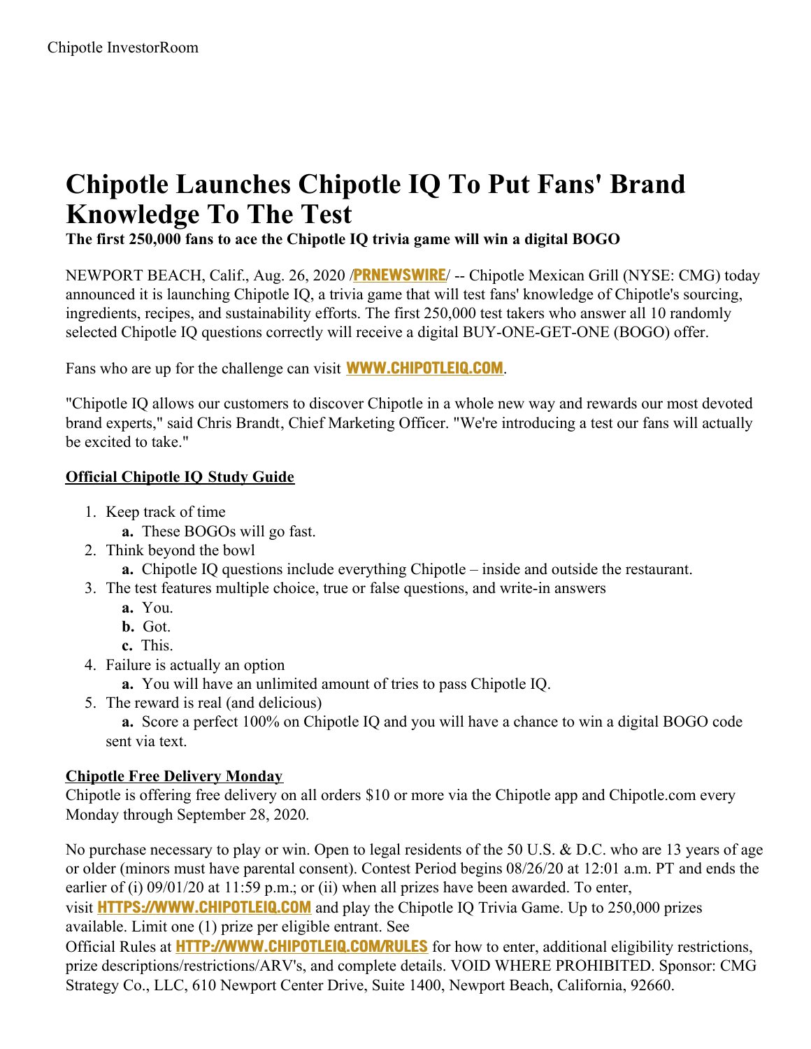Chipotle InvestorRoom

# Chipotle Launches Chipotle IQ To Put Fans' Brand Knowledge To The Test

**The first 250,000 fans to ace the Chipotle IQ trivia game will win a digital BOGO**

NEWPORT BEACH, Calif., Aug. 26, 2020 /**PRNEWSWIRE**/ -- Chipotle Mexican Grill (NYSE: CMG) today announced it is launching Chipotle IQ, a trivia game that will test fans' knowledge of Chipotle's sourcing, ingredients, recipes, and sustainability efforts. The first 250,000 test takers who answer all 10 randomly selected Chipotle IQ questions correctly will receive a digital BUY-ONE-GET-ONE (BOGO) offer.

Fans who are up for the challenge can visit **WWW.CHIPOTLEIQ.COM**.

"Chipotle IQ allows our customers to discover Chipotle in a whole new way and rewards our most devoted brand experts," said Chris Brandt, Chief Marketing Officer. "We're introducing a test our fans will actually be excited to take."

**Official Chipotle IQ Study Guide**

1. Keep track of time
   - **a.** These BOGOs will go fast.
2. Think beyond the bowl
   - **a.** Chipotle IQ questions include everything Chipotle – inside and outside the restaurant.
3. The test features multiple choice, true or false questions, and write-in answers
   - **a.** You.
   - **b.** Got.
   - **c.** This.
4. Failure is actually an option
   - **a.** You will have an unlimited amount of tries to pass Chipotle IQ.
5. The reward is real (and delicious)
   - **a.** Score a perfect 100% on Chipotle IQ and you will have a chance to win a digital BOGO code sent via text.

**Chipotle Free Delivery Monday**

Chipotle is offering free delivery on all orders $10 or more via the Chipotle app and Chipotle.com every Monday through September 28, 2020.

No purchase necessary to play or win. Open to legal residents of the 50 U.S. & D.C. who are 13 years of age or older (minors must have parental consent). Contest Period begins 08/26/20 at 12:01 a.m. PT and ends the earlier of (i) 09/01/20 at 11:59 p.m.; or (ii) when all prizes have been awarded. To enter, visit **HTTPS://WWW.CHIPOTLEIQ.COM** and play the Chipotle IQ Trivia Game. Up to 250,000 prizes available. Limit one (1) prize per eligible entrant. See Official Rules at **HTTP://WWW.CHIPOTLEIQ.COM/RULES** for how to enter, additional eligibility restrictions, prize descriptions/restrictions/ARV's, and complete details. VOID WHERE PROHIBITED. Sponsor: CMG Strategy Co., LLC, 610 Newport Center Drive, Suite 1400, Newport Beach, California, 92660.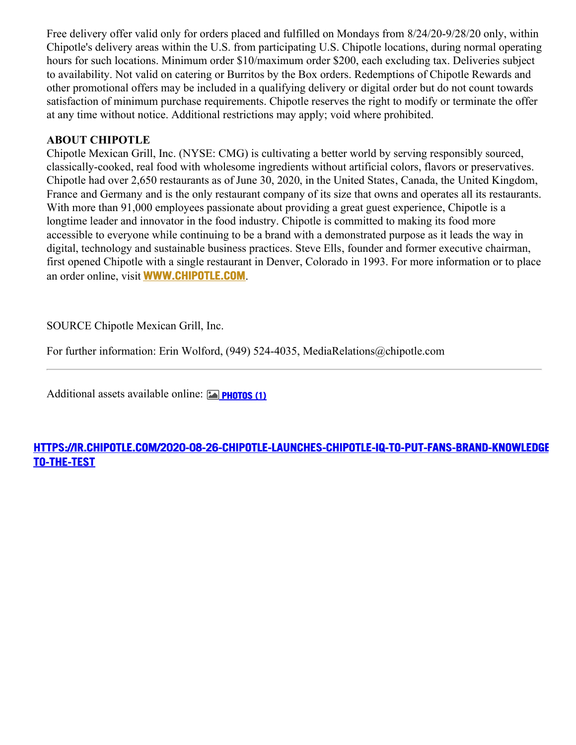Free delivery offer valid only for orders placed and fulfilled on Mondays from 8/24/20-9/28/20 only, within Chipotle's delivery areas within the U.S. from participating U.S. Chipotle locations, during normal operating hours for such locations. Minimum order $10/maximum order $200, each excluding tax. Deliveries subject to availability. Not valid on catering or Burritos by the Box orders. Redemptions of Chipotle Rewards and other promotional offers may be included in a qualifying delivery or digital order but do not count towards satisfaction of minimum purchase requirements. Chipotle reserves the right to modify or terminate the offer at any time without notice. Additional restrictions may apply; void where prohibited.

**ABOUT CHIPOTLE**

Chipotle Mexican Grill, Inc. (NYSE: CMG) is cultivating a better world by serving responsibly sourced, classically-cooked, real food with wholesome ingredients without artificial colors, flavors or preservatives. Chipotle had over 2,650 restaurants as of June 30, 2020, in the United States, Canada, the United Kingdom, France and Germany and is the only restaurant company of its size that owns and operates all its restaurants. With more than 91,000 employees passionate about providing a great guest experience, Chipotle is a longtime leader and innovator in the food industry. Chipotle is committed to making its food more accessible to everyone while continuing to be a brand with a demonstrated purpose as it leads the way in digital, technology and sustainable business practices. Steve Ells, founder and former executive chairman, first opened Chipotle with a single restaurant in Denver, Colorado in 1993. For more information or to place an order online, visit **WWW.CHIPOTLE.COM**.

SOURCE Chipotle Mexican Grill, Inc.

For further information: Erin Wolford, (949) 524-4035, MediaRelations@chipotle.com

---

Additional assets available online: **PHOTOS (1)**

**HTTPS://IR.CHIPOTLE.COM/2020-08-26-CHIPOTLE-LAUNCHES-CHIPOTLE-IQ-TO-PUT-FANS-BRAND-KNOWLEDGE-TO-THE-TEST**